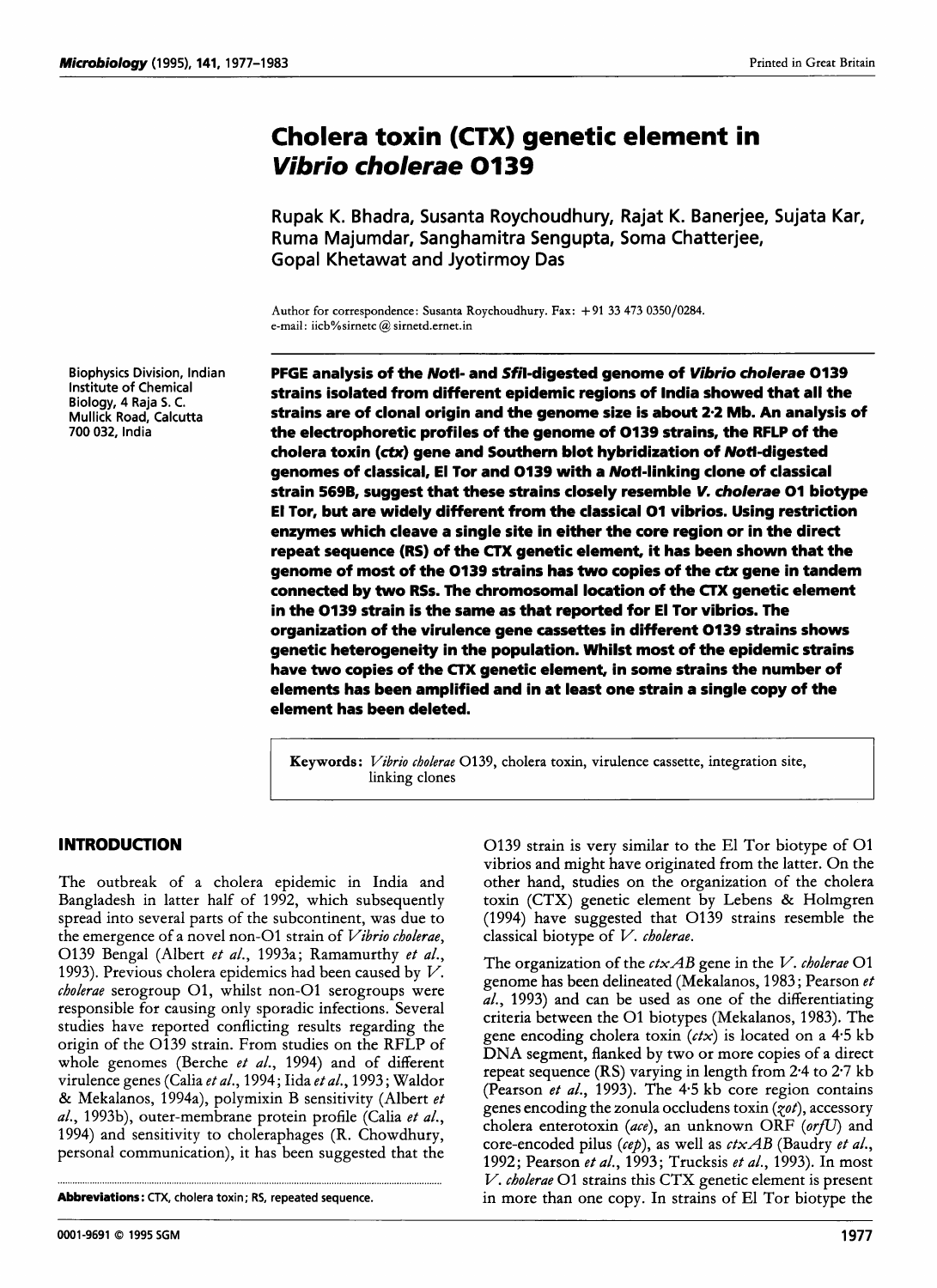# Cholera toxin (CTX) genetic element in *Vibrio cholerae* O139

Rupak K. Bhadra, Susanta Roychoudhury, Rajat K. Banerjee, Sujata Kar, Ruma Majumdar, Sanghamitra Sengupta, Soma Chatterjee, Gopal Khetawat and Jyotirmoy Das

Author for correspondence: Susanta Roychoudhury. Fax: +91 33 473 0350/0284.
e-mail: iicb%sirnetc@sirnetd.ernet.in

Biophysics Division, Indian Institute of Chemical Biology, 4 Raja S. C. Mullick Road, Calcutta 700 032, India

**PFGE analysis of the *NotI*- and *SfiI*-digested genome of *Vibrio cholerae* O139 strains isolated from different epidemic regions of India showed that all the strains are of clonal origin and the genome size is about 2·2 Mb. An analysis of the electrophoretic profiles of the genome of O139 strains, the RFLP of the cholera toxin (*ctx*) gene and Southern blot hybridization of *NotI*-digested genomes of classical, El Tor and O139 with a *NotI*-linking clone of classical strain 569B, suggest that these strains closely resemble *V. cholerae* O1 biotype El Tor, but are widely different from the classical O1 vibrios. Using restriction enzymes which cleave a single site in either the core region or in the direct repeat sequence (RS) of the CTX genetic element, it has been shown that the genome of most of the O139 strains has two copies of the *ctx* gene in tandem connected by two RSs. The chromosomal location of the CTX genetic element in the O139 strain is the same as that reported for El Tor vibrios. The organization of the virulence gene cassettes in different O139 strains shows genetic heterogeneity in the population. Whilst most of the epidemic strains have two copies of the CTX genetic element, in some strains the number of elements has been amplified and in at least one strain a single copy of the element has been deleted.**

**Keywords:** *Vibrio cholerae* O139, cholera toxin, virulence cassette, integration site, linking clones

## INTRODUCTION

The outbreak of a cholera epidemic in India and Bangladesh in latter half of 1992, which subsequently spread into several parts of the subcontinent, was due to the emergence of a novel non-O1 strain of *Vibrio cholerae*, O139 Bengal (Albert *et al.*, 1993a; Ramamurthy *et al.*, 1993). Previous cholera epidemics had been caused by *V. cholerae* serogroup O1, whilst non-O1 serogroups were responsible for causing only sporadic infections. Several studies have reported conflicting results regarding the origin of the O139 strain. From studies on the RFLP of whole genomes (Berche *et al.*, 1994) and of different virulence genes (Calia *et al.*, 1994; Iida *et al.*, 1993; Waldor & Mekalanos, 1994a), polymixin B sensitivity (Albert *et al.*, 1993b), outer-membrane protein profile (Calia *et al.*, 1994) and sensitivity to choleraphages (R. Chowdhury, personal communication), it has been suggested that the O139 strain is very similar to the El Tor biotype of O1 vibrios and might have originated from the latter. On the other hand, studies on the organization of the cholera toxin (CTX) genetic element by Lebens & Holmgren (1994) have suggested that O139 strains resemble the classical biotype of *V. cholerae*.

The organization of the *ctxAB* gene in the *V. cholerae* O1 genome has been delineated (Mekalanos, 1983; Pearson *et al.*, 1993) and can be used as one of the differentiating criteria between the O1 biotypes (Mekalanos, 1983). The gene encoding cholera toxin (*ctx*) is located on a 4·5 kb DNA segment, flanked by two or more copies of a direct repeat sequence (RS) varying in length from 2·4 to 2·7 kb (Pearson *et al.*, 1993). The 4·5 kb core region contains genes encoding the zonula occludens toxin (*zot*), accessory cholera enterotoxin (*ace*), an unknown ORF (*orfU*) and core-encoded pilus (*cep*), as well as *ctxAB* (Baudry *et al.*, 1992; Pearson *et al.*, 1993; Trucksis *et al.*, 1993). In most *V. cholerae* O1 strains this CTX genetic element is present in more than one copy. In strains of El Tor biotype the

Abbreviations: CTX, cholera toxin; RS, repeated sequence.

0001-9691 © 1995 SGM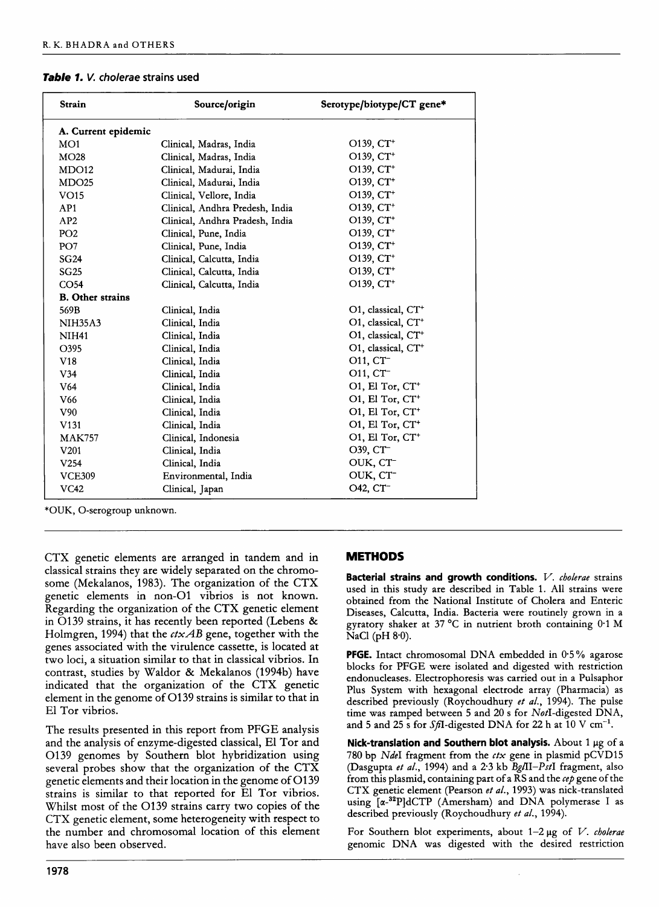***Table 1.*** *V. cholerae* **strains used**

| Strain | Source/origin | Serotype/biotype/CT gene* |
|---|---|---|
| **A. Current epidemic** | | |
| MO1 | Clinical, Madras, India | O139, $CT^+$ |
| MO28 | Clinical, Madras, India | O139, $CT^+$ |
| MDO12 | Clinical, Madurai, India | O139, $CT^+$ |
| MDO25 | Clinical, Madurai, India | O139, $CT^+$ |
| VO15 | Clinical, Vellore, India | O139, $CT^+$ |
| AP1 | Clinical, Andhra Predesh, India | O139, $CT^+$ |
| AP2 | Clinical, Andhra Pradesh, India | O139, $CT^+$ |
| PO2 | Clinical, Pune, India | O139, $CT^+$ |
| PO7 | Clinical, Pune, India | O139, $CT^+$ |
| SG24 | Clinical, Calcutta, India | O139, $CT^+$ |
| SG25 | Clinical, Calcutta, India | O139, $CT^+$ |
| CO54 | Clinical, Calcutta, India | O139, $CT^+$ |
| **B. Other strains** | | |
| 569B | Clinical, India | O1, classical, $CT^+$ |
| NIH35A3 | Clinical, India | O1, classical, $CT^+$ |
| NIH41 | Clinical, India | O1, classical, $CT^+$ |
| O395 | Clinical, India | O1, classical, $CT^+$ |
| V18 | Clinical, India | O11, $CT^-$ |
| V34 | Clinical, India | O11, $CT^-$ |
| V64 | Clinical, India | O1, El Tor, $CT^+$ |
| V66 | Clinical, India | O1, El Tor, $CT^+$ |
| V90 | Clinical, India | O1, El Tor, $CT^+$ |
| V131 | Clinical, India | O1, El Tor, $CT^+$ |
| MAK757 | Clinical, Indonesia | O1, El Tor, $CT^+$ |
| V201 | Clinical, India | O39, $CT^-$ |
| V254 | Clinical, India | OUK, $CT^-$ |
| VCE309 | Environmental, India | OUK, $CT^-$ |
| VC42 | Clinical, Japan | O42, $CT^-$ |

*OUK, O-serogroup unknown.

CTX genetic elements are arranged in tandem and in classical strains they are widely separated on the chromosome (Mekalanos, 1983). The organization of the CTX genetic elements in non-O1 vibrios is not known. Regarding the organization of the CTX genetic element in O139 strains, it has recently been reported (Lebens & Holmgren, 1994) that the *ctxAB* gene, together with the genes associated with the virulence cassette, is located at two loci, a situation similar to that in classical vibrios. In contrast, studies by Waldor & Mekalanos (1994b) have indicated that the organization of the CTX genetic element in the genome of O139 strains is similar to that in El Tor vibrios.

The results presented in this report from PFGE analysis and the analysis of enzyme-digested classical, El Tor and O139 genomes by Southern blot hybridization using several probes show that the organization of the CTX genetic elements and their location in the genome of O139 strains is similar to that reported for El Tor vibrios. Whilst most of the O139 strains carry two copies of the CTX genetic element, some heterogeneity with respect to the number and chromosomal location of this element have also been observed.

## METHODS

**Bacterial strains and growth conditions.** *V. cholerae* strains used in this study are described in Table 1. All strains were obtained from the National Institute of Cholera and Enteric Diseases, Calcutta, India. Bacteria were routinely grown in a gyratory shaker at 37 °C in nutrient broth containing 0·1 M NaCl (pH 8·0).

**PFGE.** Intact chromosomal DNA embedded in 0·5% agarose blocks for PFGE were isolated and digested with restriction endonucleases. Electrophoresis was carried out in a Pulsaphor Plus System with hexagonal electrode array (Pharmacia) as described previously (Roychoudhury *et al.*, 1994). The pulse time was ramped between 5 and 20 s for *Not*I-digested DNA, and 5 and 25 s for *Sfi*I-digested DNA for 22 h at 10 V $cm^{-1}$.

**Nick-translation and Southern blot analysis.** About 1 μg of a 780 bp *Nde*I fragment from the *ctx* gene in plasmid pCVD15 (Dasgupta *et al.*, 1994) and a 2·3 kb *Bgl*II–*Pst*I fragment, also from this plasmid, containing part of a RS and the *cep* gene of the CTX genetic element (Pearson *et al.*, 1993) was nick-translated using [α-$^{32}$P]dCTP (Amersham) and DNA polymerase I as described previously (Roychoudhury *et al.*, 1994).

For Southern blot experiments, about 1–2 μg of *V. cholerae* genomic DNA was digested with the desired restriction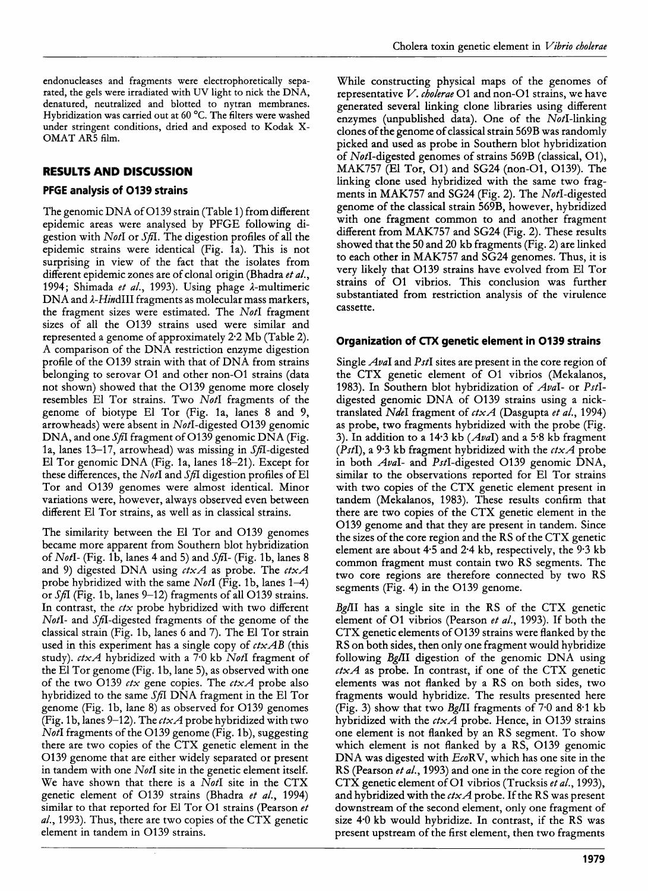endonucleases and fragments were electrophoretically separated, the gels were irradiated with UV light to nick the DNA, denatured, neutralized and blotted to nytran membranes. Hybridization was carried out at 60 °C. The filters were washed under stringent conditions, dried and exposed to Kodak X-OMAT AR5 film.

## RESULTS AND DISCUSSION

### PFGE analysis of O139 strains

The genomic DNA of O139 strain (Table 1) from different epidemic areas were analysed by PFGE following digestion with *Not*I or *Sfi*I. The digestion profiles of all the epidemic strains were identical (Fig. 1a). This is not surprising in view of the fact that the isolates from different epidemic zones are of clonal origin (Bhadra *et al.*, 1994; Shimada *et al.*, 1993). Using phage λ-multimeric DNA and λ-*Hin*dIII fragments as molecular mass markers, the fragment sizes were estimated. The *Not*I fragment sizes of all the O139 strains used were similar and represented a genome of approximately 2·2 Mb (Table 2). A comparison of the DNA restriction enzyme digestion profile of the O139 strain with that of DNA from strains belonging to serovar O1 and other non-O1 strains (data not shown) showed that the O139 genome more closely resembles El Tor strains. Two *Not*I fragments of the genome of biotype El Tor (Fig. 1a, lanes 8 and 9, arrowheads) were absent in *Not*I-digested O139 genomic DNA, and one *Sfi*I fragment of O139 genomic DNA (Fig. 1a, lanes 13–17, arrowhead) was missing in *Sfi*I-digested El Tor genomic DNA (Fig. 1a, lanes 18–21). Except for these differences, the *Not*I and *Sfi*I digestion profiles of El Tor and O139 genomes were almost identical. Minor variations were, however, always observed even between different El Tor strains, as well as in classical strains.

The similarity between the El Tor and O139 genomes became more apparent from Southern blot hybridization of *Not*I- (Fig. 1b, lanes 4 and 5) and *Sfi*I- (Fig. 1b, lanes 8 and 9) digested DNA using *ctxA* as probe. The *ctxA* probe hybridized with the same *Not*I (Fig. 1b, lanes 1–4) or *Sfi*I (Fig. 1b, lanes 9–12) fragments of all O139 strains. In contrast, the *ctx* probe hybridized with two different *Not*I- and *Sfi*I-digested fragments of the genome of the classical strain (Fig. 1b, lanes 6 and 7). The El Tor strain used in this experiment has a single copy of *ctxAB* (this study). *ctxA* hybridized with a 7·0 kb *Not*I fragment of the El Tor genome (Fig. 1b, lane 5), as observed with one of the two O139 *ctx* gene copies. The *ctxA* probe also hybridized to the same *Sfi*I DNA fragment in the El Tor genome (Fig. 1b, lane 8) as observed for O139 genomes (Fig. 1b, lanes 9–12). The *ctxA* probe hybridized with two *Not*I fragments of the O139 genome (Fig. 1b), suggesting there are two copies of the CTX genetic element in the O139 genome that are either widely separated or present in tandem with one *Not*I site in the genetic element itself. We have shown that there is a *Not*I site in the CTX genetic element of O139 strains (Bhadra *et al.*, 1994) similar to that reported for El Tor O1 strains (Pearson *et al.*, 1993). Thus, there are two copies of the CTX genetic element in tandem in O139 strains.

While constructing physical maps of the genomes of representative *V. cholerae* O1 and non-O1 strains, we have generated several linking clone libraries using different enzymes (unpublished data). One of the *Not*I-linking clones of the genome of classical strain 569B was randomly picked and used as probe in Southern blot hybridization of *Not*I-digested genomes of strains 569B (classical, O1), MAK757 (El Tor, O1) and SG24 (non-O1, O139). The linking clone used hybridized with the same two fragments in MAK757 and SG24 (Fig. 2). The *Not*I-digested genome of the classical strain 569B, however, hybridized with one fragment common to and another fragment different from MAK757 and SG24 (Fig. 2). These results showed that the 50 and 20 kb fragments (Fig. 2) are linked to each other in MAK757 and SG24 genomes. Thus, it is very likely that O139 strains have evolved from El Tor strains of O1 vibrios. This conclusion was further substantiated from restriction analysis of the virulence cassette.

### Organization of CTX genetic element in O139 strains

Single *Ava*I and *Pst*I sites are present in the core region of the CTX genetic element of O1 vibrios (Mekalanos, 1983). In Southern blot hybridization of *Ava*I- or *Pst*I-digested genomic DNA of O139 strains using a nick-translated *Nde*I fragment of *ctxA* (Dasgupta *et al.*, 1994) as probe, two fragments hybridized with the probe (Fig. 3). In addition to a 14·3 kb (*Ava*I) and a 5·8 kb fragment (*Pst*I), a 9·3 kb fragment hybridized with the *ctxA* probe in both *Ava*I- and *Pst*I-digested O139 genomic DNA, similar to the observations reported for El Tor strains with two copies of the CTX genetic element present in tandem (Mekalanos, 1983). These results confirm that there are two copies of the CTX genetic element in the O139 genome and that they are present in tandem. Since the sizes of the core region and the RS of the CTX genetic element are about 4·5 and 2·4 kb, respectively, the 9·3 kb common fragment must contain two RS segments. The two core regions are therefore connected by two RS segments (Fig. 4) in the O139 genome.

*Bgl*II has a single site in the RS of the CTX genetic element of O1 vibrios (Pearson *et al.*, 1993). If both the CTX genetic elements of O139 strains were flanked by the RS on both sides, then only one fragment would hybridize following *Bgl*II digestion of the genomic DNA using *ctxA* as probe. In contrast, if one of the CTX genetic elements was not flanked by a RS on both sides, two fragments would hybridize. The results presented here (Fig. 3) show that two *Bgl*II fragments of 7·0 and 8·1 kb hybridized with the *ctxA* probe. Hence, in O139 strains one element is not flanked by an RS segment. To show which element is not flanked by a RS, O139 genomic DNA was digested with *Eco*RV, which has one site in the RS (Pearson *et al.*, 1993) and one in the core region of the CTX genetic element of O1 vibrios (Trucksis *et al.*, 1993), and hybridized with the *ctxA* probe. If the RS was present downstream of the second element, only one fragment of size 4·0 kb would hybridize. In contrast, if the RS was present upstream of the first element, then two fragments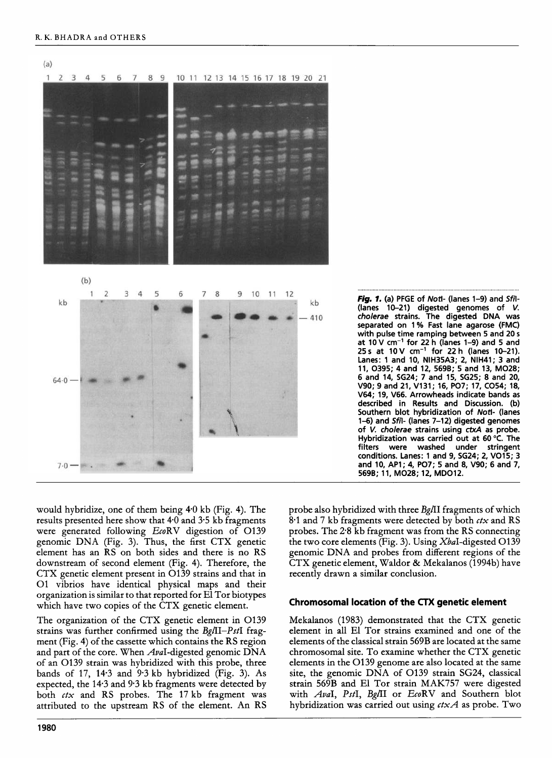**Fig. 1.** (a) PFGE of *Not*I- (lanes 1–9) and *Sfi*I- (lanes 10–21) digested genomes of *V. cholerae* strains. The digested DNA was separated on 1% Fast lane agarose (FMC) with pulse time ramping between 5 and 20 s at 10 V $cm^{-1}$ for 22 h (lanes 1–9) and 5 and 25 s at 10 V $cm^{-1}$ for 22 h (lanes 10–21). Lanes: 1 and 10, NIH35A3; 2, NIH41; 3 and 11, O395; 4 and 12, 569B; 5 and 13, MO28; 6 and 14, SG24; 7 and 15, SG25; 8 and 20, V90; 9 and 21, V131; 16, PO7; 17, CO54; 18, V64; 19, V66. Arrowheads indicate bands as described in Results and Discussion. (b) Southern blot hybridization of *Not*I- (lanes 1–6) and *Sfi*I- (lanes 7–12) digested genomes of *V. cholerae* strains using *ctxA* as probe. Hybridization was carried out at 60 °C. The filters were washed under stringent conditions. Lanes: 1 and 9, SG24; 2, VO15; 3 and 10, AP1; 4, PO7; 5 and 8, V90; 6 and 7, 569B; 11, MO28; 12, MDO12.

would hybridize, one of them being 4·0 kb (Fig. 4). The results presented here show that 4·0 and 3·5 kb fragments were generated following *Eco*RV digestion of O139 genomic DNA (Fig. 3). Thus, the first CTX genetic element has an RS on both sides and there is no RS downstream of second element (Fig. 4). Therefore, the CTX genetic element present in O139 strains and that in O1 vibrios have identical physical maps and their organization is similar to that reported for El Tor biotypes which have two copies of the CTX genetic element.

The organization of the CTX genetic element in O139 strains was further confirmed using the *Bgl*II–*Pst*I fragment (Fig. 4) of the cassette which contains the RS region and part of the core. When *Ava*I-digested genomic DNA of an O139 strain was hybridized with this probe, three bands of 17, 14·3 and 9·3 kb hybridized (Fig. 3). As expected, the 14·3 and 9·3 kb fragments were detected by both *ctx* and RS probes. The 17 kb fragment was attributed to the upstream RS of the element. An RS probe also hybridized with three *Bgl*II fragments of which 8·1 and 7 kb fragments were detected by both *ctx* and RS probes. The 2·8 kb fragment was from the RS connecting the two core elements (Fig. 3). Using *Xba*I-digested O139 genomic DNA and probes from different regions of the CTX genetic element, Waldor & Mekalanos (1994b) have recently drawn a similar conclusion.

### Chromosomal location of the CTX genetic element

Mekalanos (1983) demonstrated that the CTX genetic element in all El Tor strains examined and one of the elements of the classical strain 569B are located at the same chromosomal site. To examine whether the CTX genetic elements in the O139 genome are also located at the same site, the genomic DNA of O139 strain SG24, classical strain 569B and El Tor strain MAK757 were digested with *Ava*I, *Pst*I, *Bgl*II or *Eco*RV and Southern blot hybridization was carried out using *ctxA* as probe. Two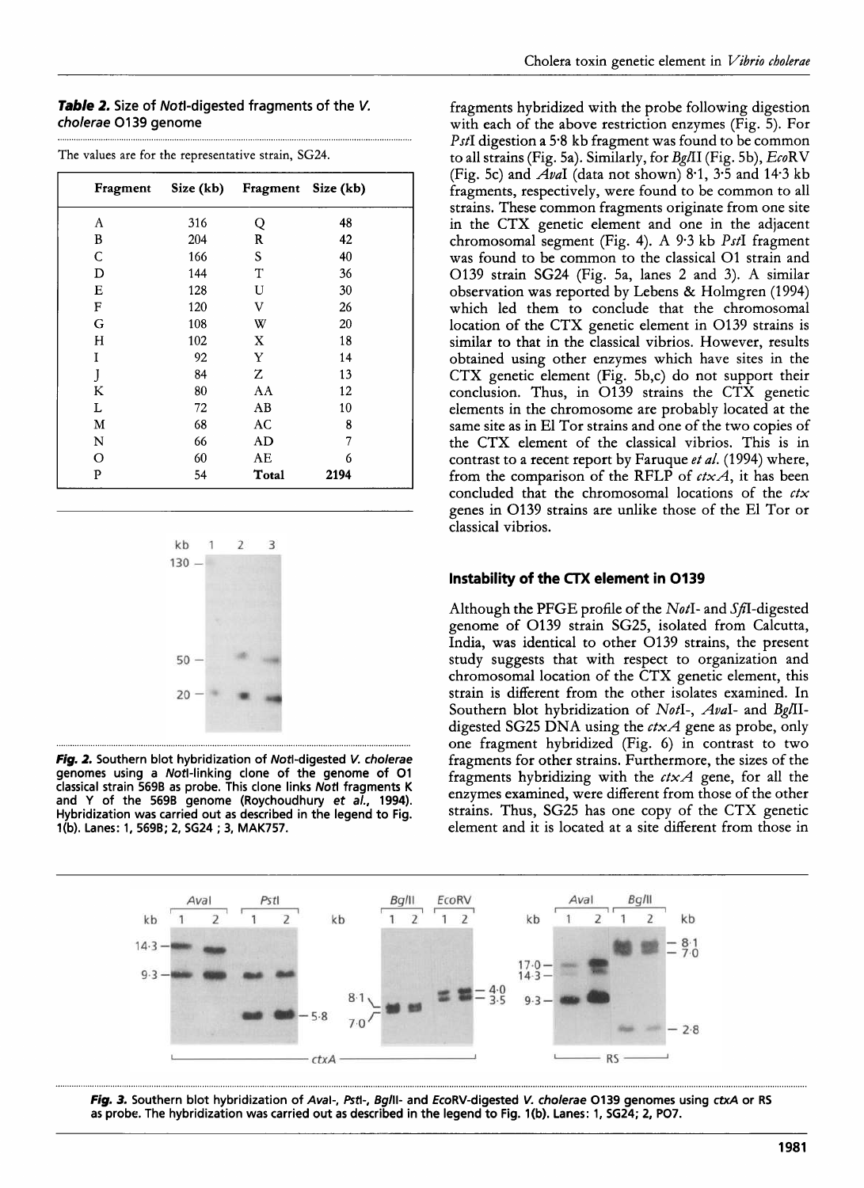**Table 2.** Size of *Not*I-digested fragments of the *V. cholerae* O139 genome

The values are for the representative strain, SG24.

| Fragment | Size (kb) | Fragment | Size (kb) |
|---|---|---|---|
| A | 316 | Q | 48 |
| B | 204 | R | 42 |
| C | 166 | S | 40 |
| D | 144 | T | 36 |
| E | 128 | U | 30 |
| F | 120 | V | 26 |
| G | 108 | W | 20 |
| H | 102 | X | 18 |
| I | 92 | Y | 14 |
| J | 84 | Z | 13 |
| K | 80 | AA | 12 |
| L | 72 | AB | 10 |
| M | 68 | AC | 8 |
| N | 66 | AD | 7 |
| O | 60 | AE | 6 |
| P | 54 | Total | 2194 |

**Fig. 2.** Southern blot hybridization of *Not*I-digested *V. cholerae* genomes using a *Not*I-linking clone of the genome of O1 classical strain 569B as probe. This clone links *Not*I fragments K and Y of the 569B genome (Roychoudhury *et al.*, 1994). Hybridization was carried out as described in the legend to Fig. 1(b). Lanes: 1, 569B; 2, SG24 ; 3, MAK757.

fragments hybridized with the probe following digestion with each of the above restriction enzymes (Fig. 5). For *Pst*I digestion a 5·8 kb fragment was found to be common to all strains (Fig. 5a). Similarly, for *Bgl*II (Fig. 5b), *Eco*RV (Fig. 5c) and *Ava*I (data not shown) 8·1, 3·5 and 14·3 kb fragments, respectively, were found to be common to all strains. These common fragments originate from one site in the CTX genetic element and one in the adjacent chromosomal segment (Fig. 4). A 9·3 kb *Pst*I fragment was found to be common to the classical O1 strain and O139 strain SG24 (Fig. 5a, lanes 2 and 3). A similar observation was reported by Lebens & Holmgren (1994) which led them to conclude that the chromosomal location of the CTX genetic element in O139 strains is similar to that in the classical vibrios. However, results obtained using other enzymes which have sites in the CTX genetic element (Fig. 5b,c) do not support their conclusion. Thus, in O139 strains the CTX genetic elements in the chromosome are probably located at the same site as in El Tor strains and one of the two copies of the CTX element of the classical vibrios. This is in contrast to a recent report by Faruque *et al.* (1994) where, from the comparison of the RFLP of *ctxA*, it has been concluded that the chromosomal locations of the *ctx* genes in O139 strains are unlike those of the El Tor or classical vibrios.

### Instability of the CTX element in O139

Although the PFGE profile of the *Not*I- and *Sfi*I-digested genome of O139 strain SG25, isolated from Calcutta, India, was identical to other O139 strains, the present study suggests that with respect to organization and chromosomal location of the CTX genetic element, this strain is different from the other isolates examined. In Southern blot hybridization of *Not*I-, *Ava*I- and *Bgl*II-digested SG25 DNA using the *ctxA* gene as probe, only one fragment hybridized (Fig. 6) in contrast to two fragments for other strains. Furthermore, the sizes of the fragments hybridizing with the *ctxA* gene, for all the enzymes examined, were different from those of the other strains. Thus, SG25 has one copy of the CTX genetic element and it is located at a site different from those in

**Fig. 3.** Southern blot hybridization of *Ava*I-, *Pst*I-, *Bgl*II- and *Eco*RV-digested *V. cholerae* O139 genomes using *ctxA* or RS as probe. The hybridization was carried out as described in the legend to Fig. 1(b). Lanes: 1, SG24; 2, PO7.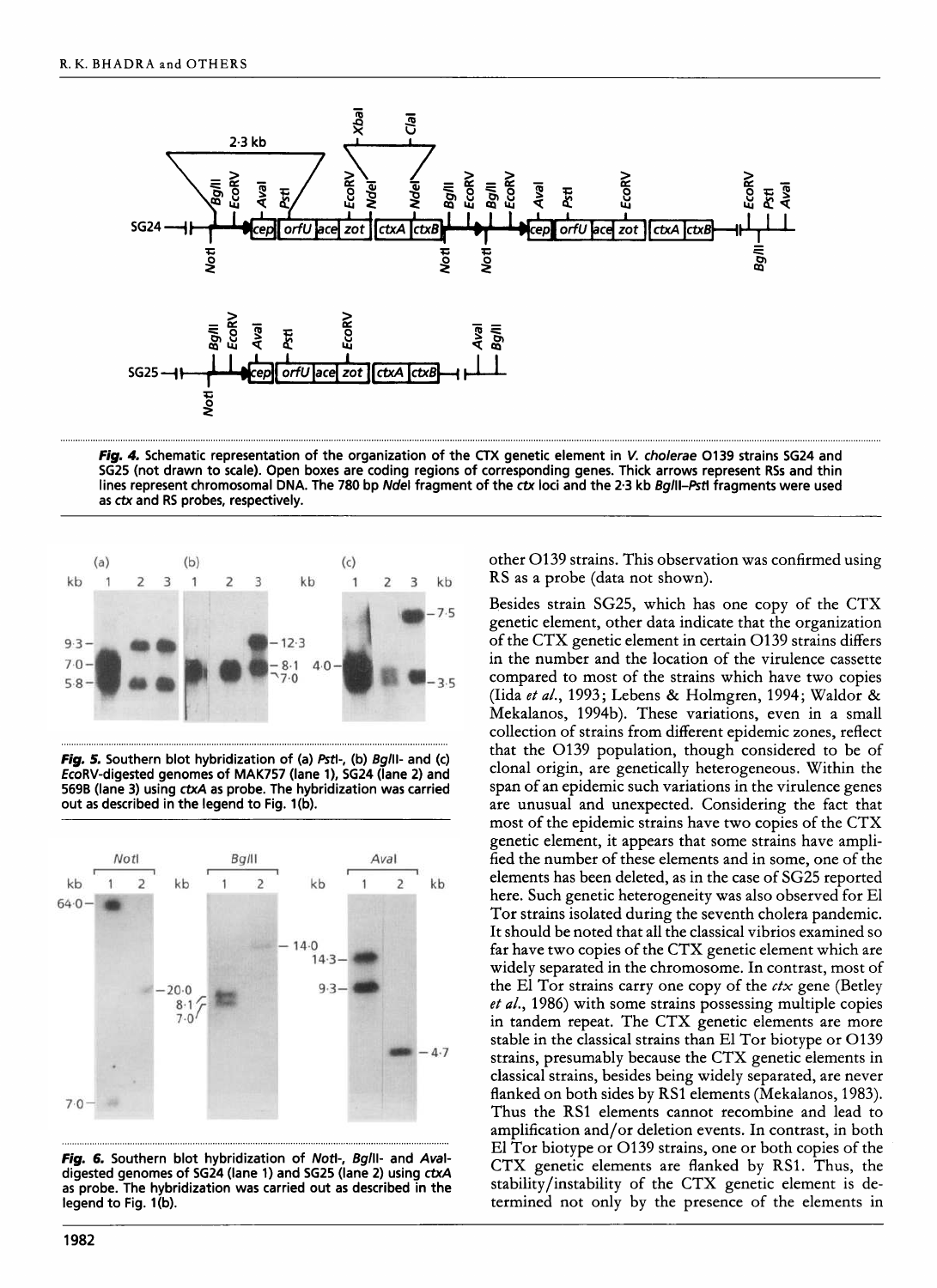**Fig. 4.** Schematic representation of the organization of the CTX genetic element in *V. cholerae* O139 strains SG24 and SG25 (not drawn to scale). Open boxes are coding regions of corresponding genes. Thick arrows represent RSs and thin lines represent chromosomal DNA. The 780 bp *Nde*I fragment of the *ctx* loci and the 2·3 kb *Bgl*II–*Pst*I fragments were used as *ctx* and RS probes, respectively.

**Fig. 5.** Southern blot hybridization of (a) *Pst*I-, (b) *Bgl*II- and (c) *Eco*RV-digested genomes of MAK757 (lane 1), SG24 (lane 2) and 569B (lane 3) using *ctxA* as probe. The hybridization was carried out as described in the legend to Fig. 1(b).

**Fig. 6.** Southern blot hybridization of *Not*I-, *Bgl*II- and *Ava*I-digested genomes of SG24 (lane 1) and SG25 (lane 2) using *ctxA* as probe. The hybridization was carried out as described in the legend to Fig. 1(b).

other O139 strains. This observation was confirmed using RS as a probe (data not shown).

Besides strain SG25, which has one copy of the CTX genetic element, other data indicate that the organization of the CTX genetic element in certain O139 strains differs in the number and the location of the virulence cassette compared to most of the strains which have two copies (Iida *et al.*, 1993; Lebens & Holmgren, 1994; Waldor & Mekalanos, 1994b). These variations, even in a small collection of strains from different epidemic zones, reflect that the O139 population, though considered to be of clonal origin, are genetically heterogeneous. Within the span of an epidemic such variations in the virulence genes are unusual and unexpected. Considering the fact that most of the epidemic strains have two copies of the CTX genetic element, it appears that some strains have amplified the number of these elements and in some, one of the elements has been deleted, as in the case of SG25 reported here. Such genetic heterogeneity was also observed for El Tor strains isolated during the seventh cholera pandemic. It should be noted that all the classical vibrios examined so far have two copies of the CTX genetic element which are widely separated in the chromosome. In contrast, most of the El Tor strains carry one copy of the *ctx* gene (Betley *et al.*, 1986) with some strains possessing multiple copies in tandem repeat. The CTX genetic elements are more stable in the classical strains than El Tor biotype or O139 strains, presumably because the CTX genetic elements in classical strains, besides being widely separated, are never flanked on both sides by RS1 elements (Mekalanos, 1983). Thus the RS1 elements cannot recombine and lead to amplification and/or deletion events. In contrast, in both El Tor biotype or O139 strains, one or both copies of the CTX genetic elements are flanked by RS1. Thus, the stability/instability of the CTX genetic element is determined not only by the presence of the elements in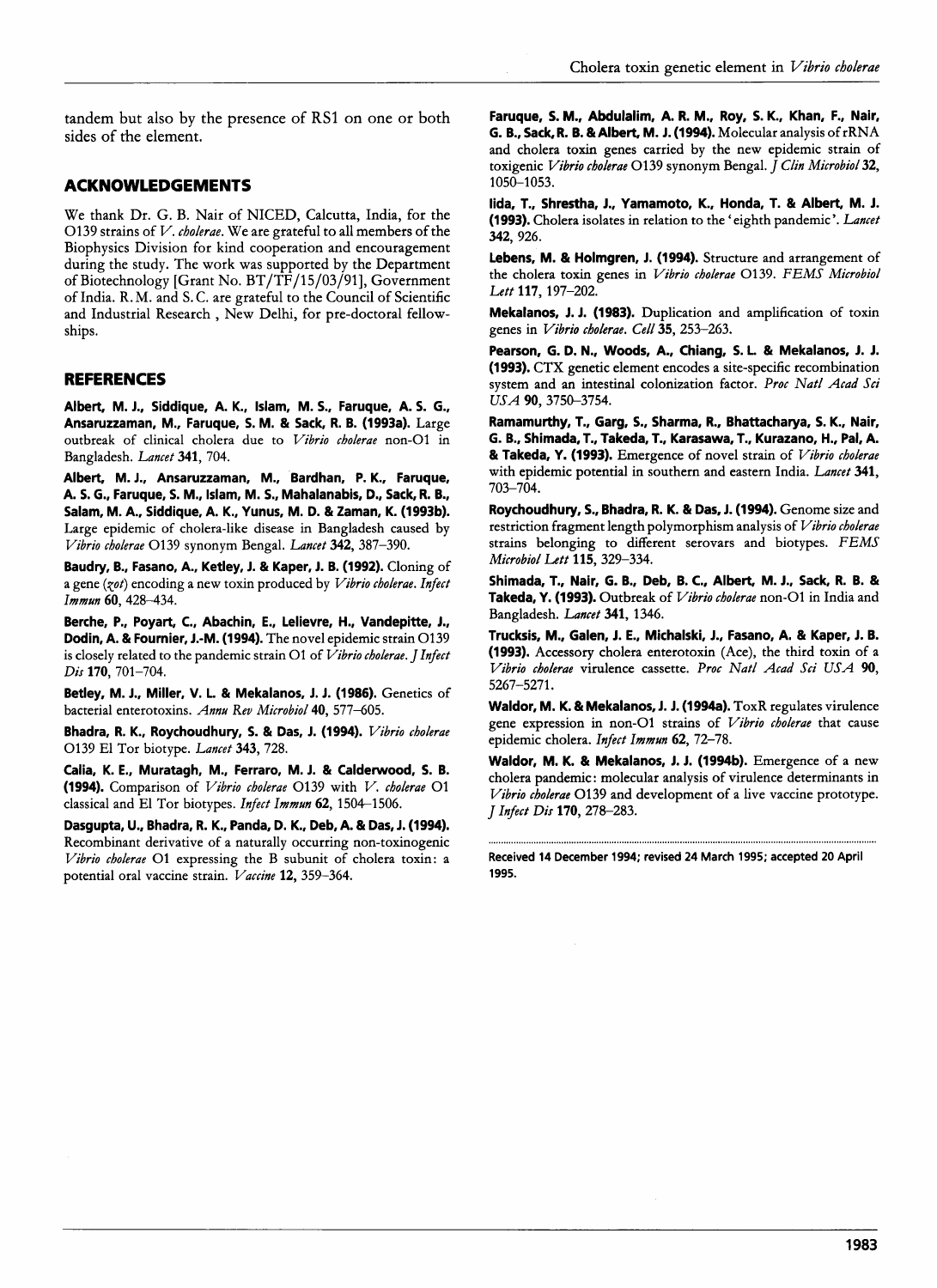tandem but also by the presence of RS1 on one or both sides of the element.

## ACKNOWLEDGEMENTS

We thank Dr. G. B. Nair of NICED, Calcutta, India, for the O139 strains of *V. cholerae*. We are grateful to all members of the Biophysics Division for kind cooperation and encouragement during the study. The work was supported by the Department of Biotechnology [Grant No. BT/TF/15/03/91], Government of India. R. M. and S. C. are grateful to the Council of Scientific and Industrial Research , New Delhi, for pre-doctoral fellowships.

## REFERENCES

**Albert, M. J., Siddique, A. K., Islam, M. S., Faruque, A. S. G., Ansaruzzaman, M., Faruque, S. M. & Sack, R. B. (1993a).** Large outbreak of clinical cholera due to *Vibrio cholerae* non-O1 in Bangladesh. *Lancet* **341**, 704.

**Albert, M. J., Ansaruzzaman, M., Bardhan, P. K., Faruque, A. S. G., Faruque, S. M., Islam, M. S., Mahalanabis, D., Sack, R. B., Salam, M. A., Siddique, A. K., Yunus, M. D. & Zaman, K. (1993b).** Large epidemic of cholera-like disease in Bangladesh caused by *Vibrio cholerae* O139 synonym Bengal. *Lancet* **342**, 387–390.

**Baudry, B., Fasano, A., Ketley, J. & Kaper, J. B. (1992).** Cloning of a gene (*zot*) encoding a new toxin produced by *Vibrio cholerae*. *Infect Immun* **60**, 428–434.

**Berche, P., Poyart, C., Abachin, E., Lelievre, H., Vandepitte, J., Dodin, A. & Fournier, J.-M. (1994).** The novel epidemic strain O139 is closely related to the pandemic strain O1 of *Vibrio cholerae*. *J Infect Dis* **170**, 701–704.

**Betley, M. J., Miller, V. L. & Mekalanos, J. J. (1986).** Genetics of bacterial enterotoxins. *Annu Rev Microbiol* **40**, 577–605.

**Bhadra, R. K., Roychoudhury, S. & Das, J. (1994).** *Vibrio cholerae* O139 El Tor biotype. *Lancet* **343**, 728.

**Calia, K. E., Muratagh, M., Ferraro, M. J. & Calderwood, S. B. (1994).** Comparison of *Vibrio cholerae* O139 with *V. cholerae* O1 classical and El Tor biotypes. *Infect Immun* **62**, 1504–1506.

**Dasgupta, U., Bhadra, R. K., Panda, D. K., Deb, A. & Das, J. (1994).** Recombinant derivative of a naturally occurring non-toxinogenic *Vibrio cholerae* O1 expressing the B subunit of cholera toxin: a potential oral vaccine strain. *Vaccine* **12**, 359–364.

**Faruque, S. M., Abdulalim, A. R. M., Roy, S. K., Khan, F., Nair, G. B., Sack, R. B. & Albert, M. J. (1994).** Molecular analysis of rRNA and cholera toxin genes carried by the new epidemic strain of toxigenic *Vibrio cholerae* O139 synonym Bengal. *J Clin Microbiol* **32**, 1050–1053.

**Iida, T., Shrestha, J., Yamamoto, K., Honda, T. & Albert, M. J. (1993).** Cholera isolates in relation to the 'eighth pandemic'. *Lancet* **342**, 926.

**Lebens, M. & Holmgren, J. (1994).** Structure and arrangement of the cholera toxin genes in *Vibrio cholerae* O139. *FEMS Microbiol Lett* **117**, 197–202.

**Mekalanos, J. J. (1983).** Duplication and amplification of toxin genes in *Vibrio cholerae*. *Cell* **35**, 253–263.

**Pearson, G. D. N., Woods, A., Chiang, S. L. & Mekalanos, J. J. (1993).** CTX genetic element encodes a site-specific recombination system and an intestinal colonization factor. *Proc Natl Acad Sci USA* **90**, 3750–3754.

**Ramamurthy, T., Garg, S., Sharma, R., Bhattacharya, S. K., Nair, G. B., Shimada, T., Takeda, T., Karasawa, T., Kurazano, H., Pal, A. & Takeda, Y. (1993).** Emergence of novel strain of *Vibrio cholerae* with epidemic potential in southern and eastern India. *Lancet* **341**, 703–704.

**Roychoudhury, S., Bhadra, R. K. & Das, J. (1994).** Genome size and restriction fragment length polymorphism analysis of *Vibrio cholerae* strains belonging to different serovars and biotypes. *FEMS Microbiol Lett* **115**, 329–334.

**Shimada, T., Nair, G. B., Deb, B. C., Albert, M. J., Sack, R. B. & Takeda, Y. (1993).** Outbreak of *Vibrio cholerae* non-O1 in India and Bangladesh. *Lancet* **341**, 1346.

**Trucksis, M., Galen, J. E., Michalski, J., Fasano, A. & Kaper, J. B. (1993).** Accessory cholera enterotoxin (Ace), the third toxin of a *Vibrio cholerae* virulence cassette. *Proc Natl Acad Sci USA* **90**, 5267–5271.

**Waldor, M. K. & Mekalanos, J. J. (1994a).** ToxR regulates virulence gene expression in non-O1 strains of *Vibrio cholerae* that cause epidemic cholera. *Infect Immun* **62**, 72–78.

**Waldor, M. K. & Mekalanos, J. J. (1994b).** Emergence of a new cholera pandemic: molecular analysis of virulence determinants in *Vibrio cholerae* O139 and development of a live vaccine prototype. *J Infect Dis* **170**, 278–283.

**Received 14 December 1994; revised 24 March 1995; accepted 20 April 1995.**